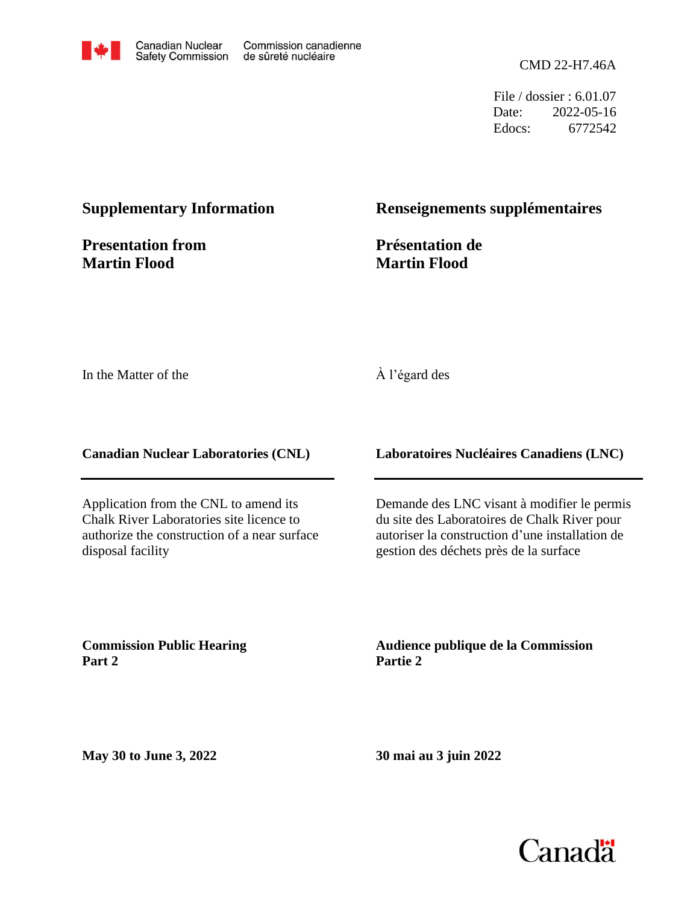Canadian Nuclear Safety Commission | Commission canadienne de sûreté nucléaire

CMD 22-H7.46A

File / dossier : 6.01.07
Date: 2022-05-16
Edocs: 6772542

## Supplementary Information

## Renseignements supplémentaires

## Presentation from Martin Flood

## Présentation de Martin Flood

In the Matter of the

À l'égard des

**Canadian Nuclear Laboratories (CNL)**

**Laboratoires Nucléaires Canadiens (LNC)**

Application from the CNL to amend its Chalk River Laboratories site licence to authorize the construction of a near surface disposal facility

Demande des LNC visant à modifier le permis du site des Laboratoires de Chalk River pour autoriser la construction d'une installation de gestion des déchets près de la surface

**Commission Public Hearing Part 2**

**Audience publique de la Commission Partie 2**

**May 30 to June 3, 2022**

**30 mai au 3 juin 2022**

Canada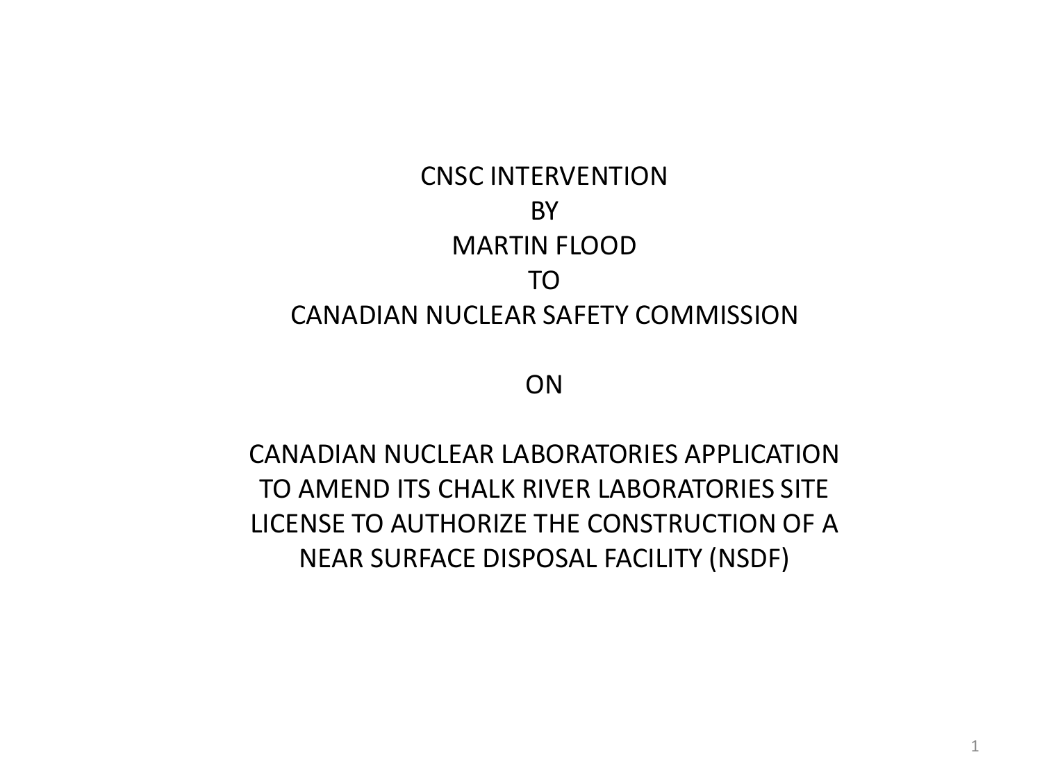# CNSC INTERVENTION
# BY
# MARTIN FLOOD
# TO
# CANADIAN NUCLEAR SAFETY COMMISSION

## ON

## CANADIAN NUCLEAR LABORATORIES APPLICATION TO AMEND ITS CHALK RIVER LABORATORIES SITE LICENSE TO AUTHORIZE THE CONSTRUCTION OF A NEAR SURFACE DISPOSAL FACILITY (NSDF)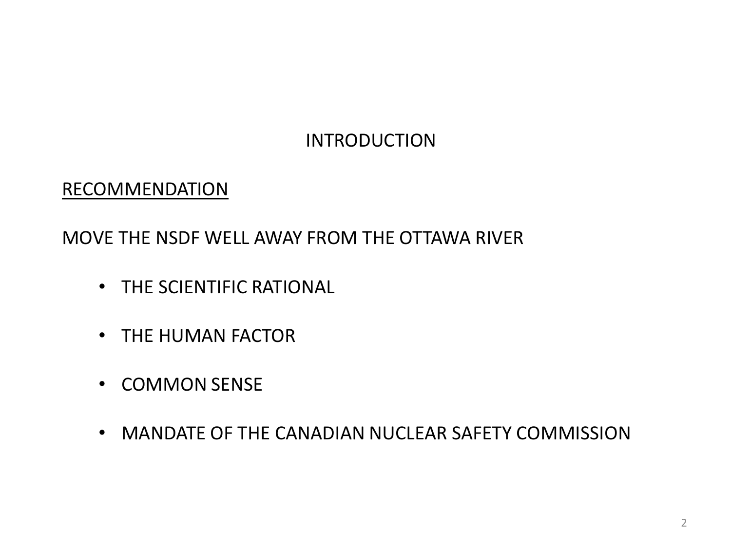# INTRODUCTION

## RECOMMENDATION

MOVE THE NSDF WELL AWAY FROM THE OTTAWA RIVER

- THE SCIENTIFIC RATIONAL
- THE HUMAN FACTOR
- COMMON SENSE
- MANDATE OF THE CANADIAN NUCLEAR SAFETY COMMISSION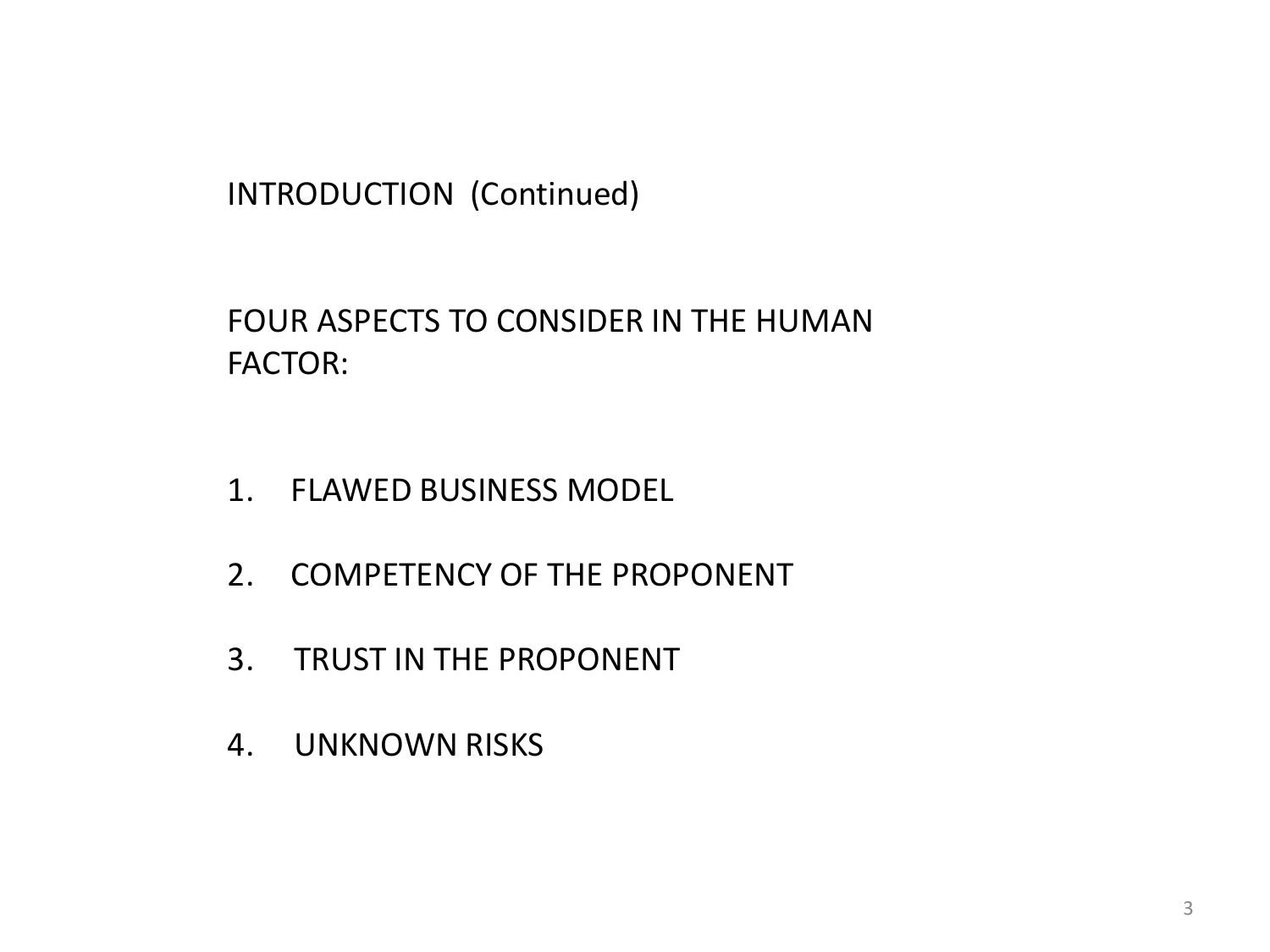## INTRODUCTION (Continued)

FOUR ASPECTS TO CONSIDER IN THE HUMAN FACTOR:

1. FLAWED BUSINESS MODEL
2. COMPETENCY OF THE PROPONENT
3. TRUST IN THE PROPONENT
4. UNKNOWN RISKS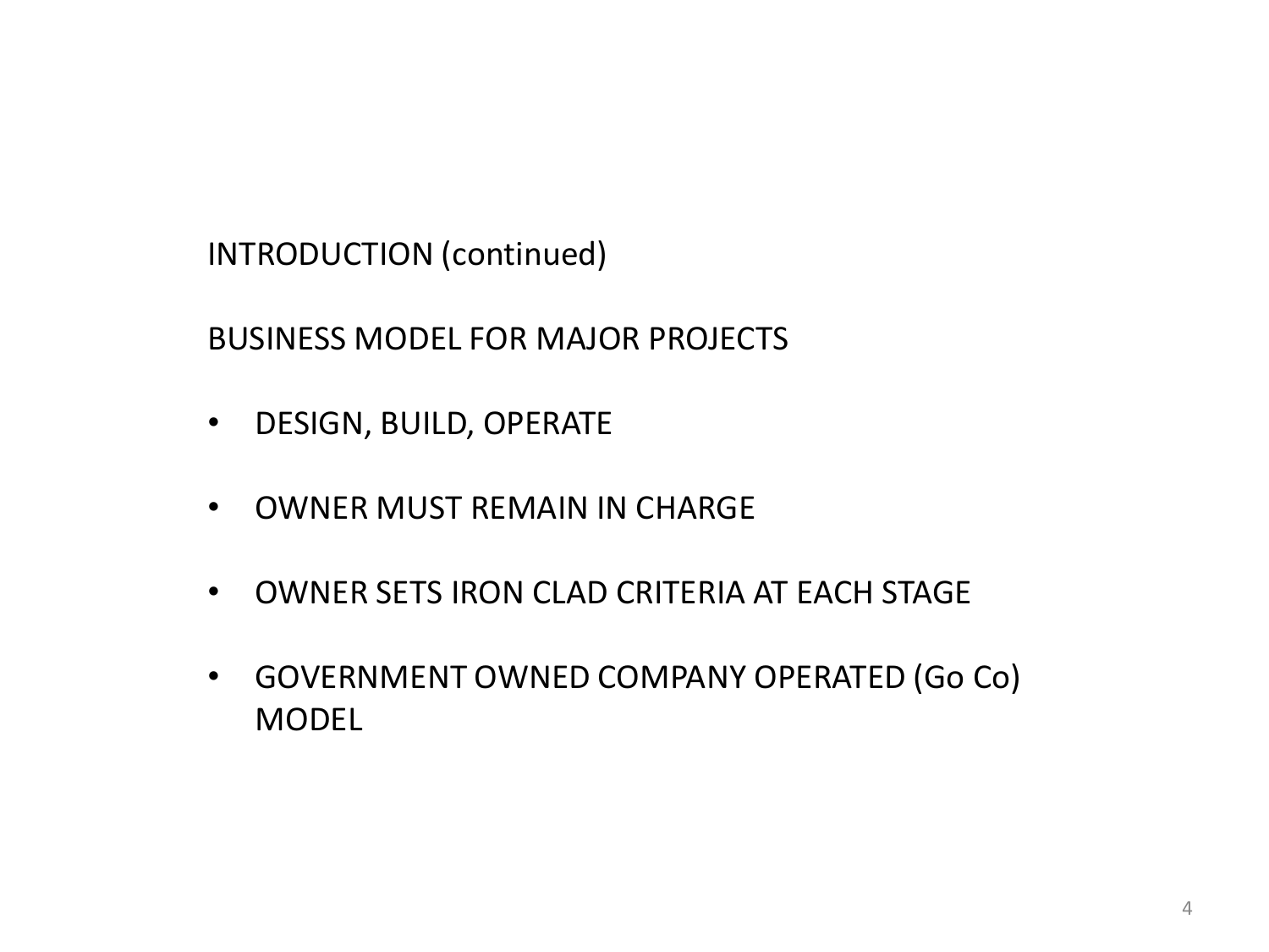## INTRODUCTION (continued)

### BUSINESS MODEL FOR MAJOR PROJECTS

- DESIGN, BUILD, OPERATE
- OWNER MUST REMAIN IN CHARGE
- OWNER SETS IRON CLAD CRITERIA AT EACH STAGE
- GOVERNMENT OWNED COMPANY OPERATED (Go Co) MODEL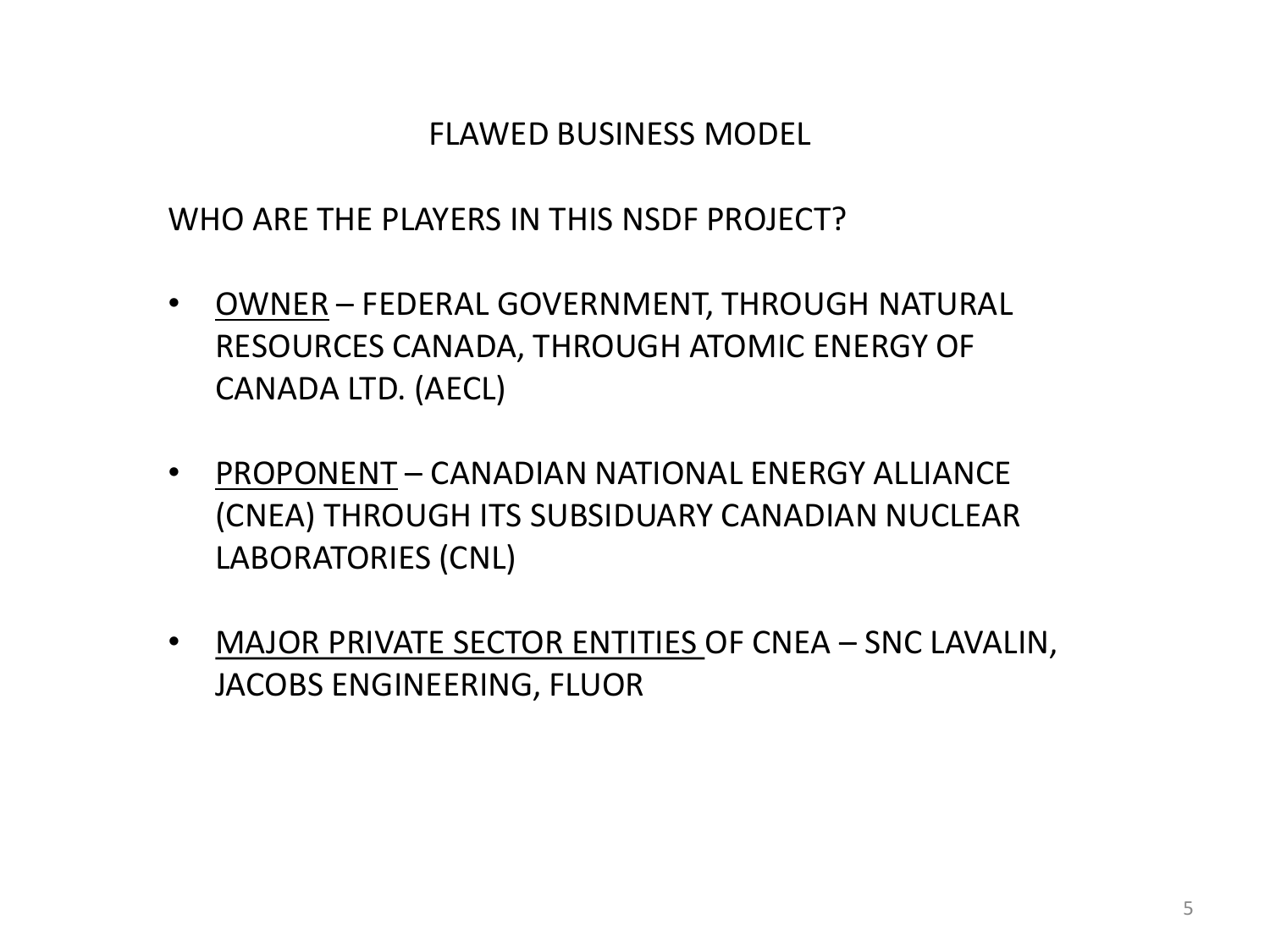## FLAWED BUSINESS MODEL

WHO ARE THE PLAYERS IN THIS NSDF PROJECT?

- OWNER – FEDERAL GOVERNMENT, THROUGH NATURAL RESOURCES CANADA, THROUGH ATOMIC ENERGY OF CANADA LTD. (AECL)
- PROPONENT – CANADIAN NATIONAL ENERGY ALLIANCE (CNEA) THROUGH ITS SUBSIDUARY CANADIAN NUCLEAR LABORATORIES (CNL)
- MAJOR PRIVATE SECTOR ENTITIES OF CNEA – SNC LAVALIN, JACOBS ENGINEERING, FLUOR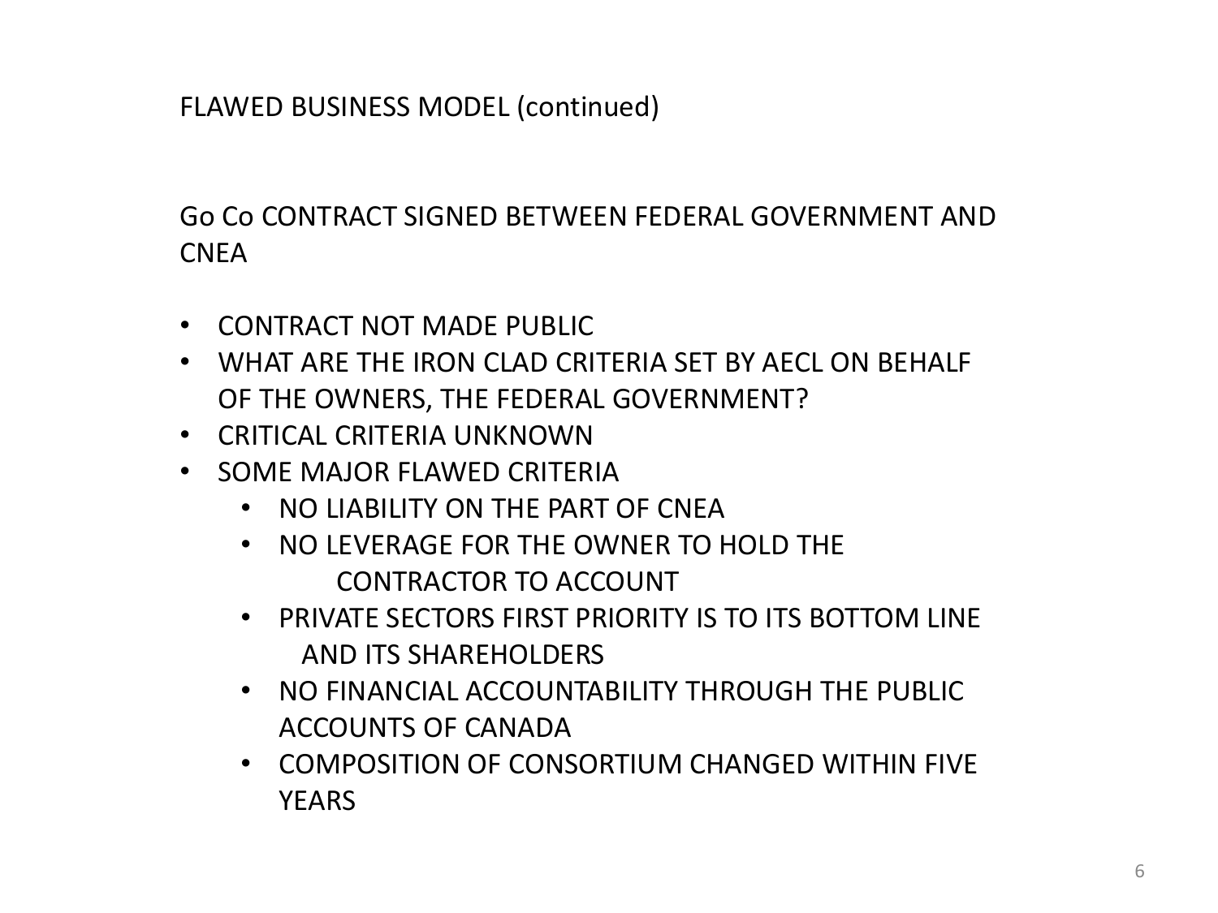## FLAWED BUSINESS MODEL (continued)

Go Co CONTRACT SIGNED BETWEEN FEDERAL GOVERNMENT AND CNEA

- CONTRACT NOT MADE PUBLIC
- WHAT ARE THE IRON CLAD CRITERIA SET BY AECL ON BEHALF OF THE OWNERS, THE FEDERAL GOVERNMENT?
- CRITICAL CRITERIA UNKNOWN
- SOME MAJOR FLAWED CRITERIA
  - NO LIABILITY ON THE PART OF CNEA
  - NO LEVERAGE FOR THE OWNER TO HOLD THE CONTRACTOR TO ACCOUNT
  - PRIVATE SECTORS FIRST PRIORITY IS TO ITS BOTTOM LINE AND ITS SHAREHOLDERS
  - NO FINANCIAL ACCOUNTABILITY THROUGH THE PUBLIC ACCOUNTS OF CANADA
  - COMPOSITION OF CONSORTIUM CHANGED WITHIN FIVE YEARS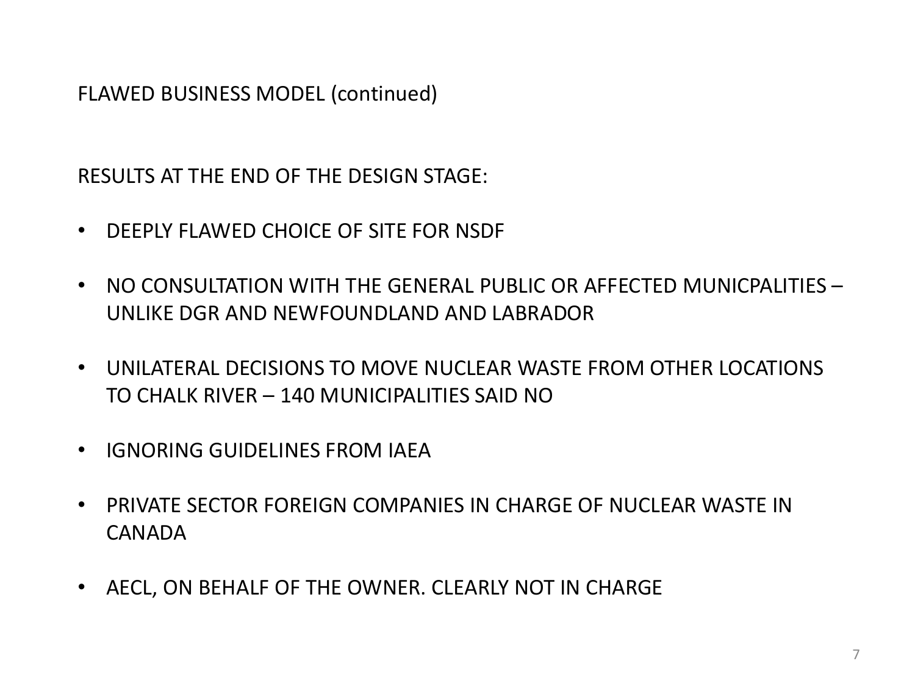FLAWED BUSINESS MODEL (continued)

RESULTS AT THE END OF THE DESIGN STAGE:

- DEEPLY FLAWED CHOICE OF SITE FOR NSDF
- NO CONSULTATION WITH THE GENERAL PUBLIC OR AFFECTED MUNICPALITIES – UNLIKE DGR AND NEWFOUNDLAND AND LABRADOR
- UNILATERAL DECISIONS TO MOVE NUCLEAR WASTE FROM OTHER LOCATIONS TO CHALK RIVER – 140 MUNICIPALITIES SAID NO
- IGNORING GUIDELINES FROM IAEA
- PRIVATE SECTOR FOREIGN COMPANIES IN CHARGE OF NUCLEAR WASTE IN CANADA
- AECL, ON BEHALF OF THE OWNER. CLEARLY NOT IN CHARGE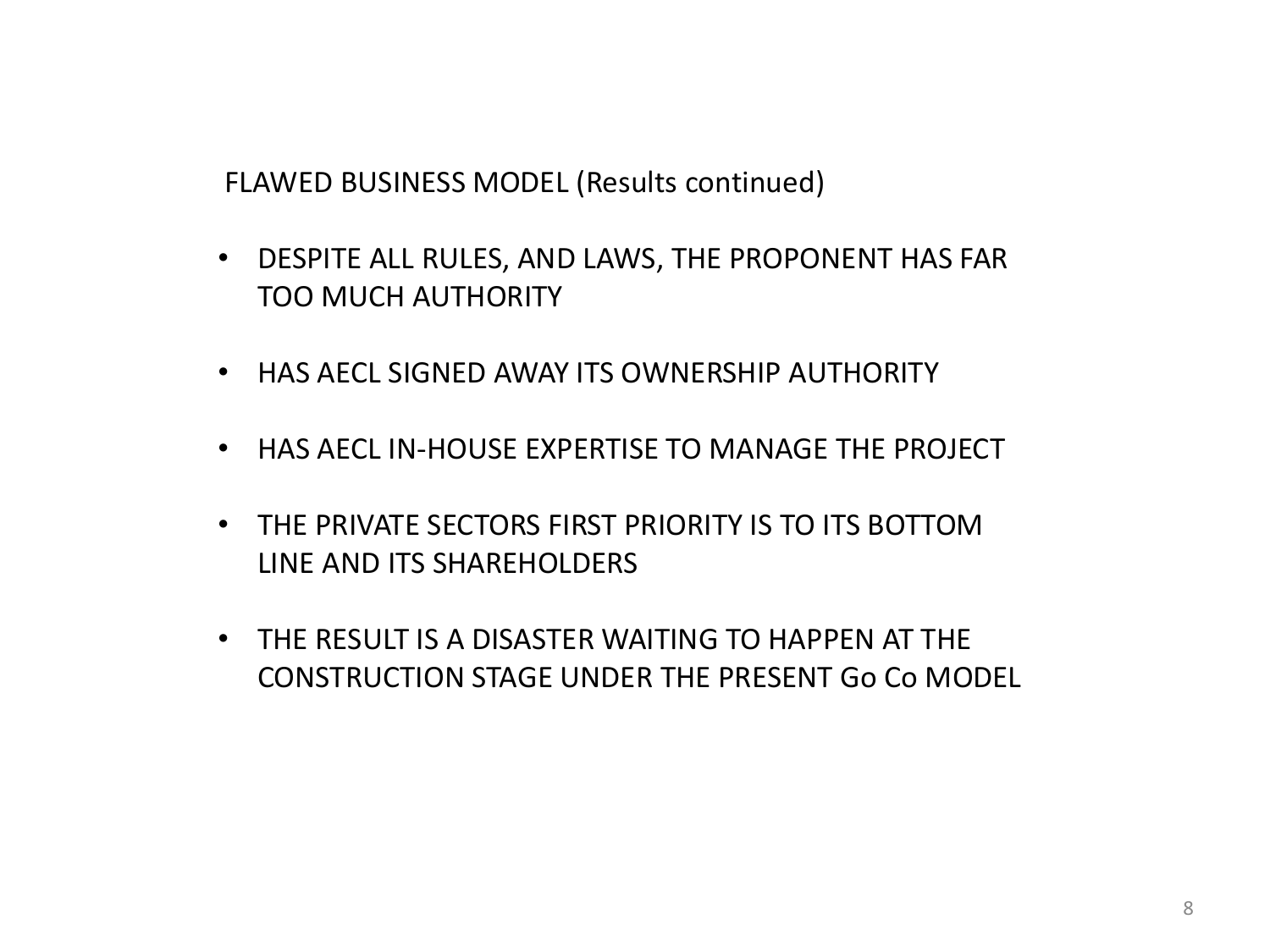## FLAWED BUSINESS MODEL (Results continued)

- DESPITE ALL RULES, AND LAWS, THE PROPONENT HAS FAR TOO MUCH AUTHORITY
- HAS AECL SIGNED AWAY ITS OWNERSHIP AUTHORITY
- HAS AECL IN-HOUSE EXPERTISE TO MANAGE THE PROJECT
- THE PRIVATE SECTORS FIRST PRIORITY IS TO ITS BOTTOM LINE AND ITS SHAREHOLDERS
- THE RESULT IS A DISASTER WAITING TO HAPPEN AT THE CONSTRUCTION STAGE UNDER THE PRESENT Go Co MODEL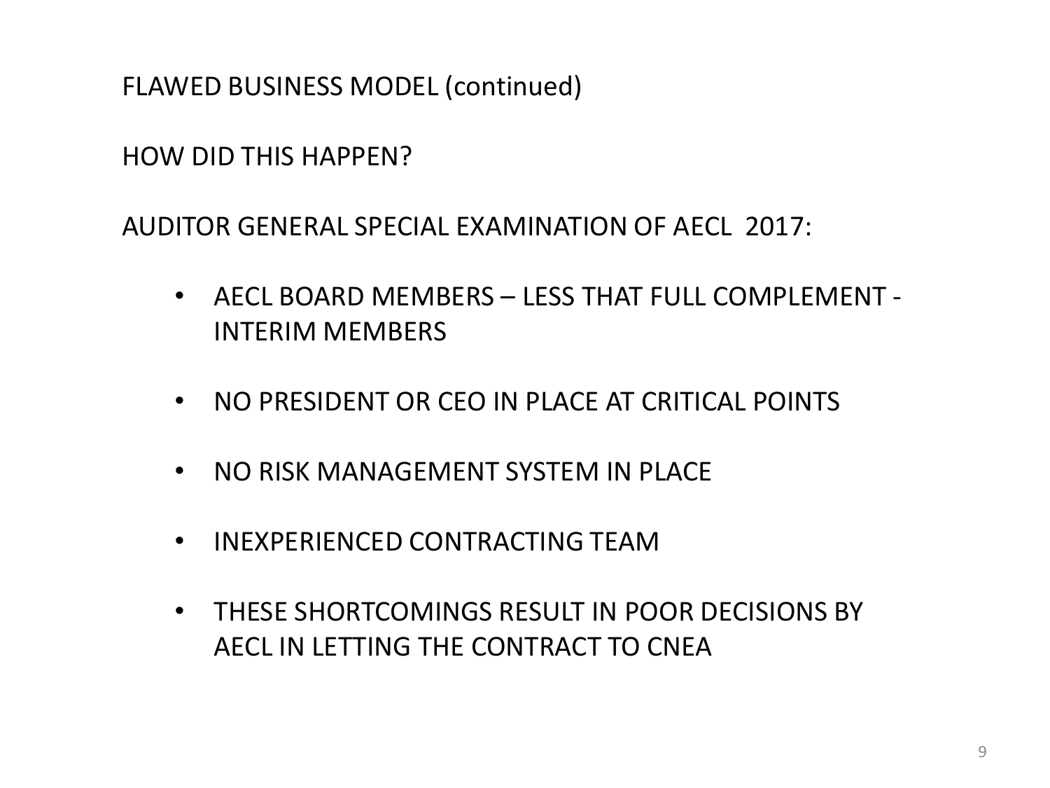FLAWED BUSINESS MODEL (continued)

HOW DID THIS HAPPEN?

AUDITOR GENERAL SPECIAL EXAMINATION OF AECL 2017:

- AECL BOARD MEMBERS – LESS THAT FULL COMPLEMENT - INTERIM MEMBERS
- NO PRESIDENT OR CEO IN PLACE AT CRITICAL POINTS
- NO RISK MANAGEMENT SYSTEM IN PLACE
- INEXPERIENCED CONTRACTING TEAM
- THESE SHORTCOMINGS RESULT IN POOR DECISIONS BY AECL IN LETTING THE CONTRACT TO CNEA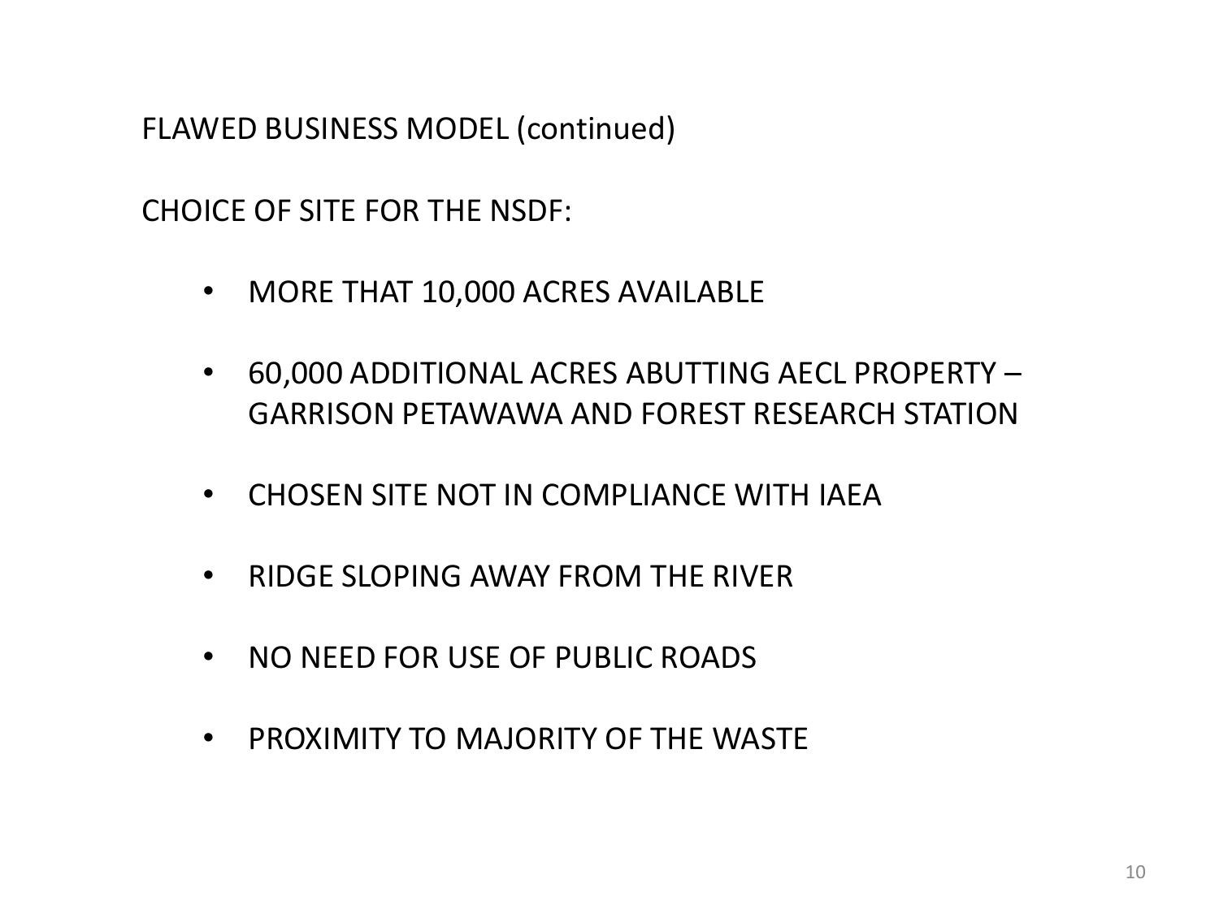FLAWED BUSINESS MODEL (continued)

CHOICE OF SITE FOR THE NSDF:

- MORE THAT 10,000 ACRES AVAILABLE
- 60,000 ADDITIONAL ACRES ABUTTING AECL PROPERTY – GARRISON PETAWAWA AND FOREST RESEARCH STATION
- CHOSEN SITE NOT IN COMPLIANCE WITH IAEA
- RIDGE SLOPING AWAY FROM THE RIVER
- NO NEED FOR USE OF PUBLIC ROADS
- PROXIMITY TO MAJORITY OF THE WASTE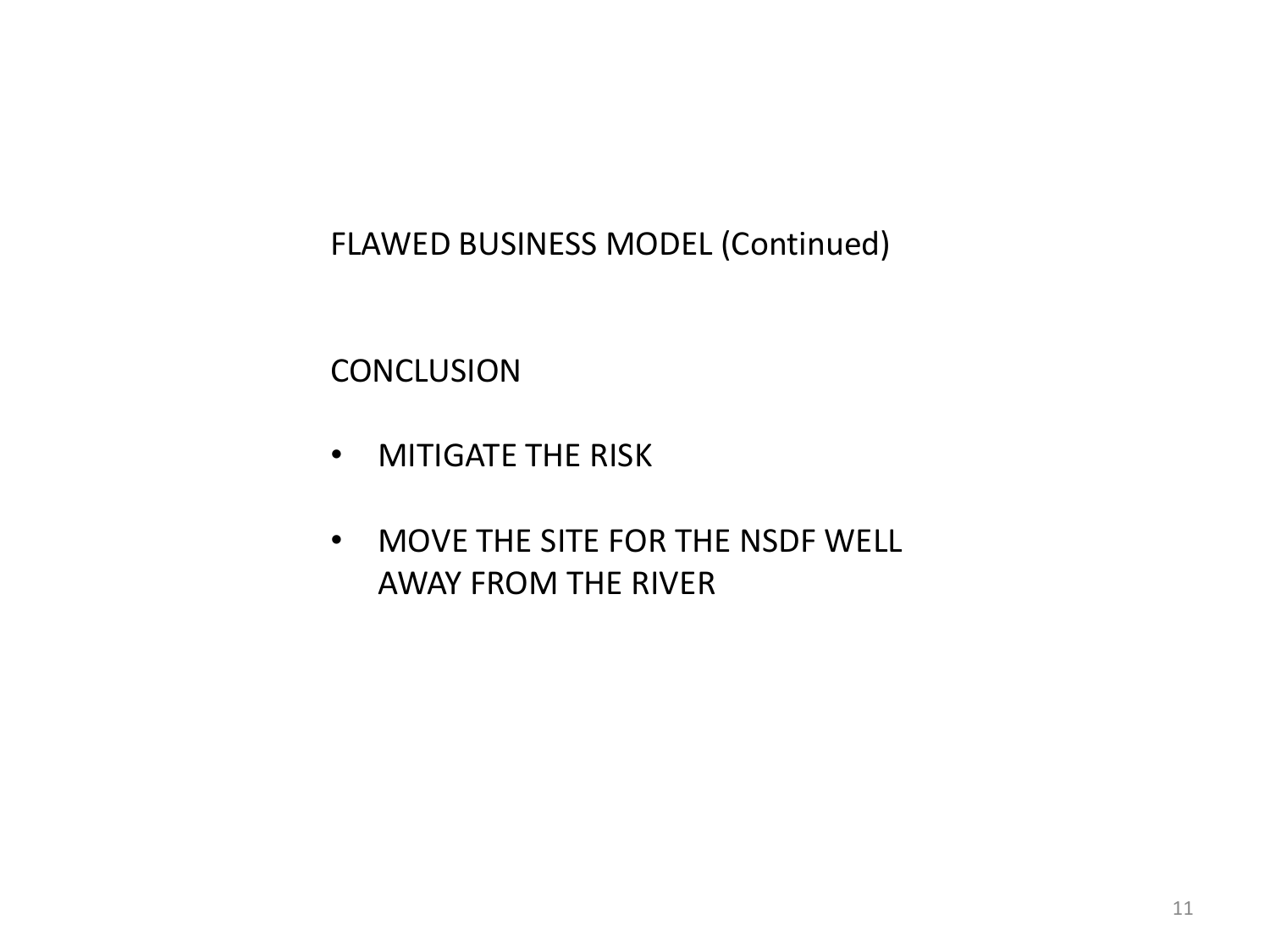## FLAWED BUSINESS MODEL (Continued)

### CONCLUSION

- MITIGATE THE RISK
- MOVE THE SITE FOR THE NSDF WELL AWAY FROM THE RIVER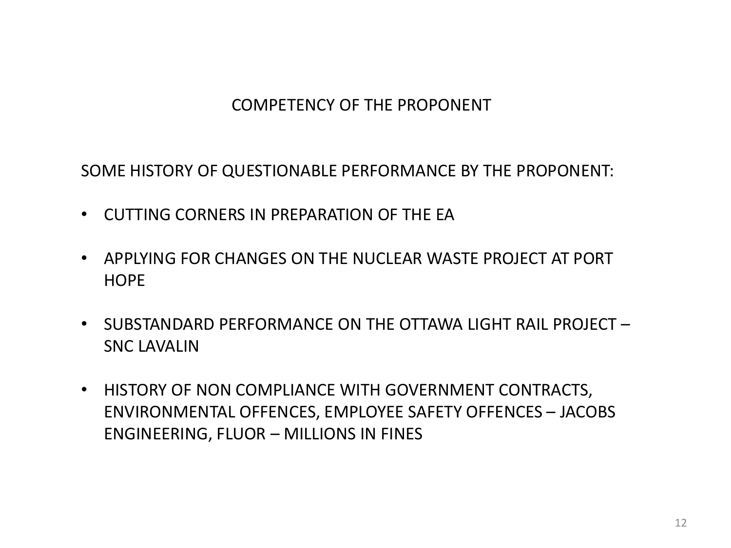# COMPETENCY OF THE PROPONENT

SOME HISTORY OF QUESTIONABLE PERFORMANCE BY THE PROPONENT:

- CUTTING CORNERS IN PREPARATION OF THE EA
- APPLYING FOR CHANGES ON THE NUCLEAR WASTE PROJECT AT PORT HOPE
- SUBSTANDARD PERFORMANCE ON THE OTTAWA LIGHT RAIL PROJECT – SNC LAVALIN
- HISTORY OF NON COMPLIANCE WITH GOVERNMENT CONTRACTS, ENVIRONMENTAL OFFENCES, EMPLOYEE SAFETY OFFENCES – JACOBS ENGINEERING, FLUOR – MILLIONS IN FINES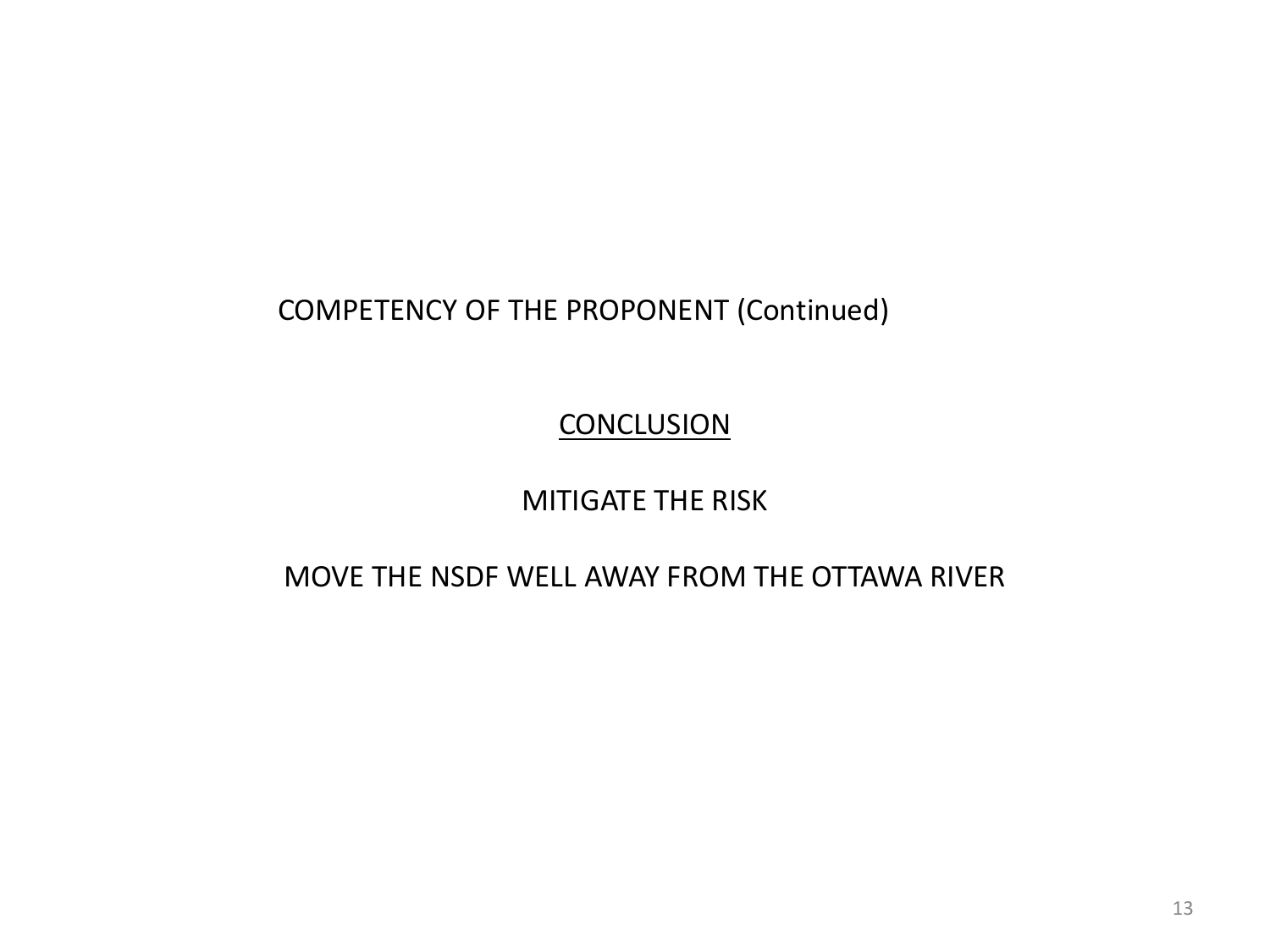COMPETENCY OF THE PROPONENT (Continued)

## CONCLUSION

MITIGATE THE RISK

MOVE THE NSDF WELL AWAY FROM THE OTTAWA RIVER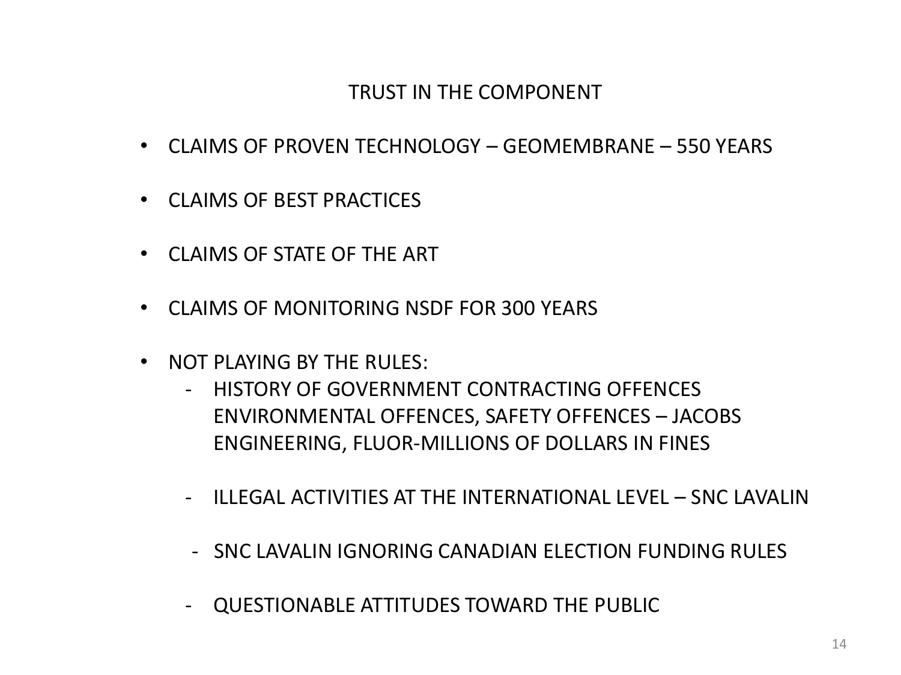## TRUST IN THE COMPONENT

- CLAIMS OF PROVEN TECHNOLOGY – GEOMEMBRANE – 550 YEARS
- CLAIMS OF BEST PRACTICES
- CLAIMS OF STATE OF THE ART
- CLAIMS OF MONITORING NSDF FOR 300 YEARS
- NOT PLAYING BY THE RULES:
  - HISTORY OF GOVERNMENT CONTRACTING OFFENCES ENVIRONMENTAL OFFENCES, SAFETY OFFENCES – JACOBS ENGINEERING, FLUOR-MILLIONS OF DOLLARS IN FINES
  - ILLEGAL ACTIVITIES AT THE INTERNATIONAL LEVEL – SNC LAVALIN
  - SNC LAVALIN IGNORING CANADIAN ELECTION FUNDING RULES
  - QUESTIONABLE ATTITUDES TOWARD THE PUBLIC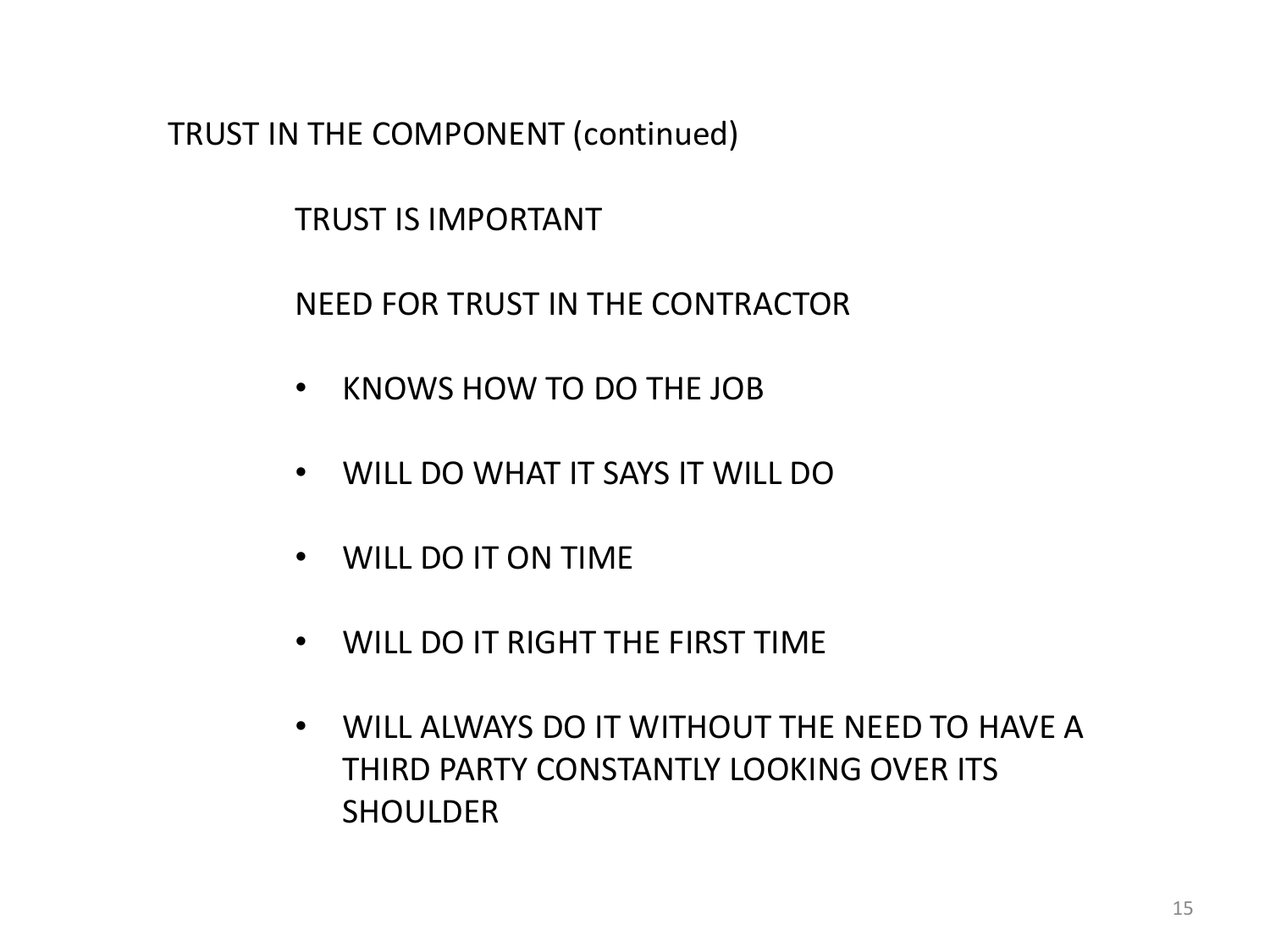## TRUST IN THE COMPONENT (continued)

### TRUST IS IMPORTANT

### NEED FOR TRUST IN THE CONTRACTOR

- KNOWS HOW TO DO THE JOB
- WILL DO WHAT IT SAYS IT WILL DO
- WILL DO IT ON TIME
- WILL DO IT RIGHT THE FIRST TIME
- WILL ALWAYS DO IT WITHOUT THE NEED TO HAVE A THIRD PARTY CONSTANTLY LOOKING OVER ITS SHOULDER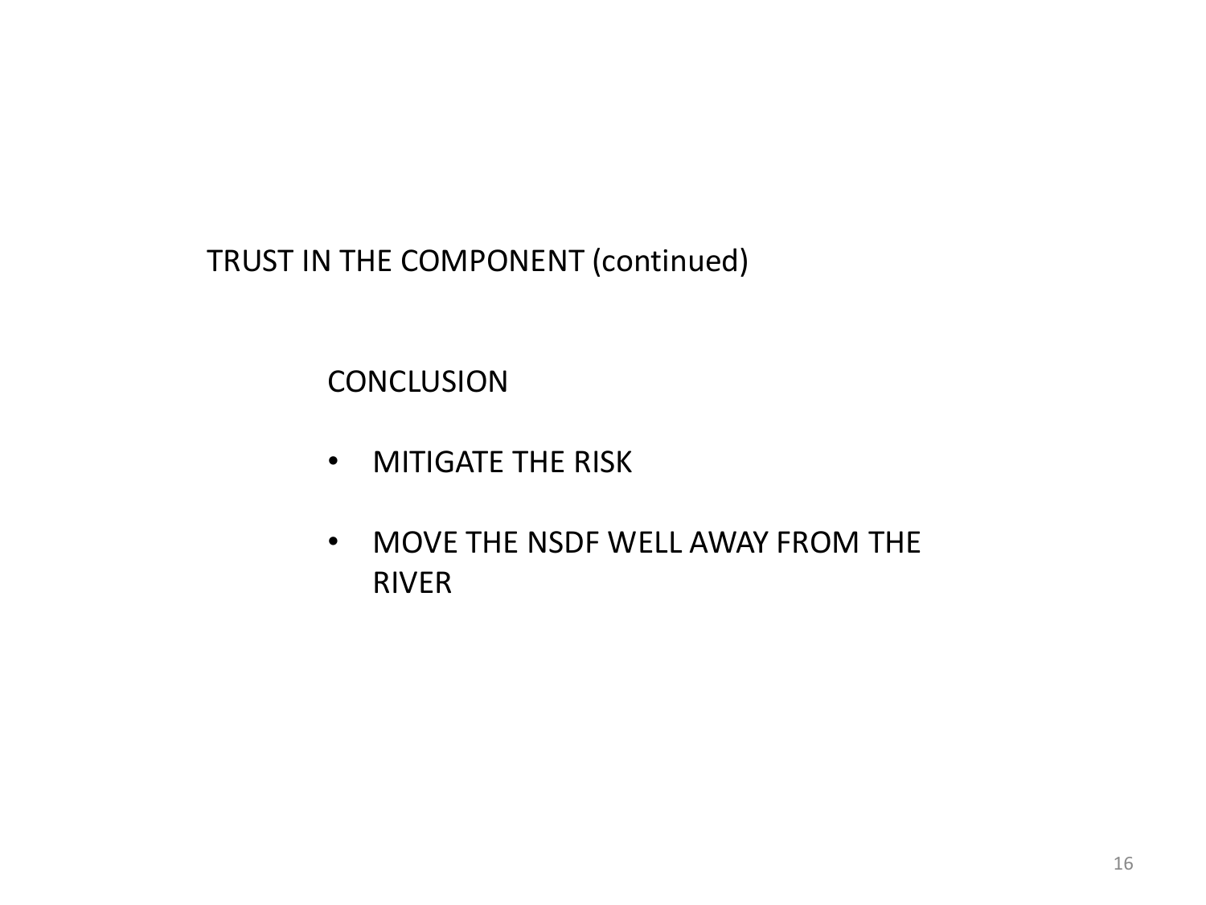## TRUST IN THE COMPONENT (continued)

### CONCLUSION

- MITIGATE THE RISK
- MOVE THE NSDF WELL AWAY FROM THE RIVER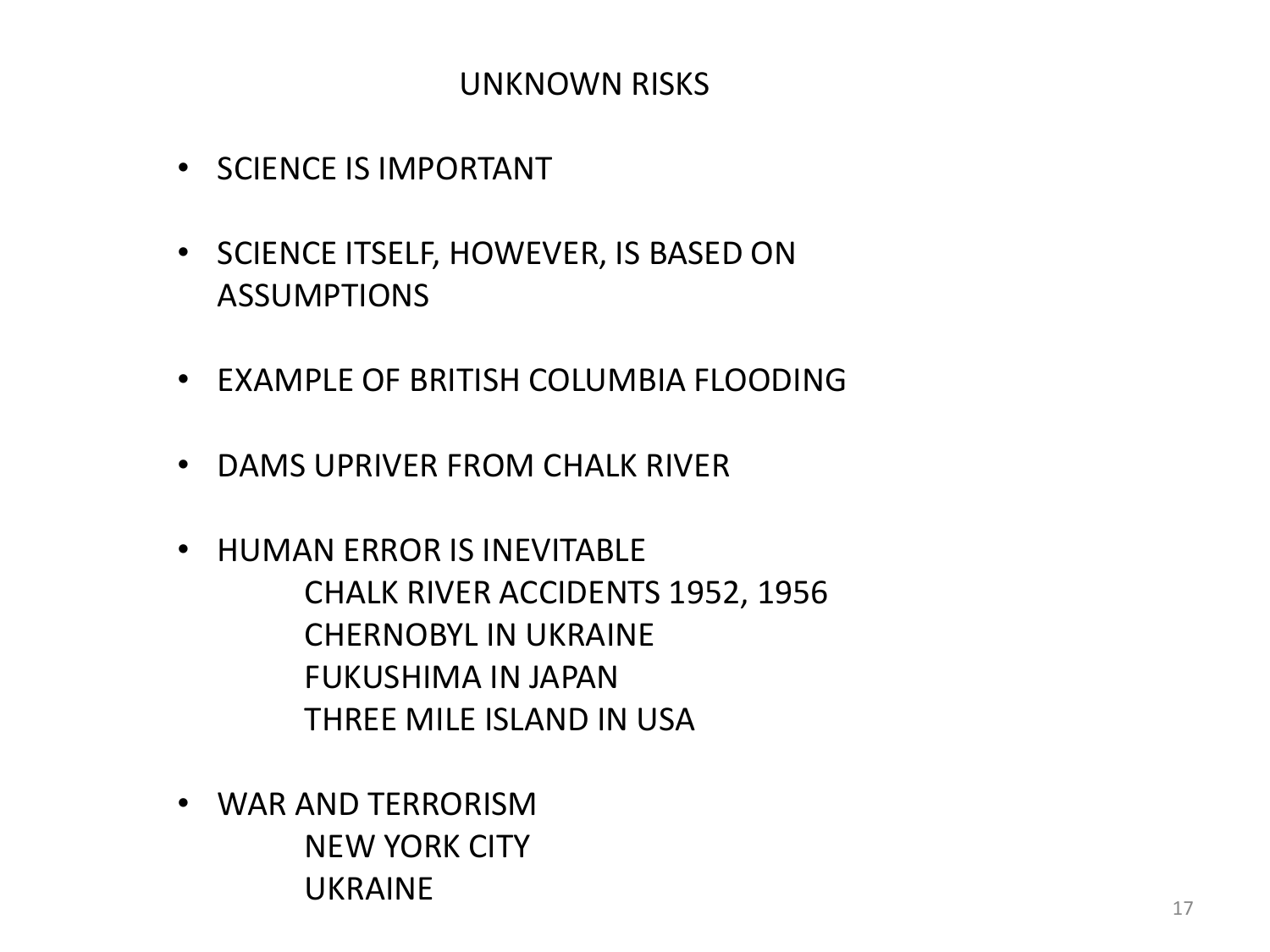# UNKNOWN RISKS

- SCIENCE IS IMPORTANT
- SCIENCE ITSELF, HOWEVER, IS BASED ON ASSUMPTIONS
- EXAMPLE OF BRITISH COLUMBIA FLOODING
- DAMS UPRIVER FROM CHALK RIVER
- HUMAN ERROR IS INEVITABLE
  - CHALK RIVER ACCIDENTS 1952, 1956
  - CHERNOBYL IN UKRAINE
  - FUKUSHIMA IN JAPAN
  - THREE MILE ISLAND IN USA
- WAR AND TERRORISM
  - NEW YORK CITY
  - UKRAINE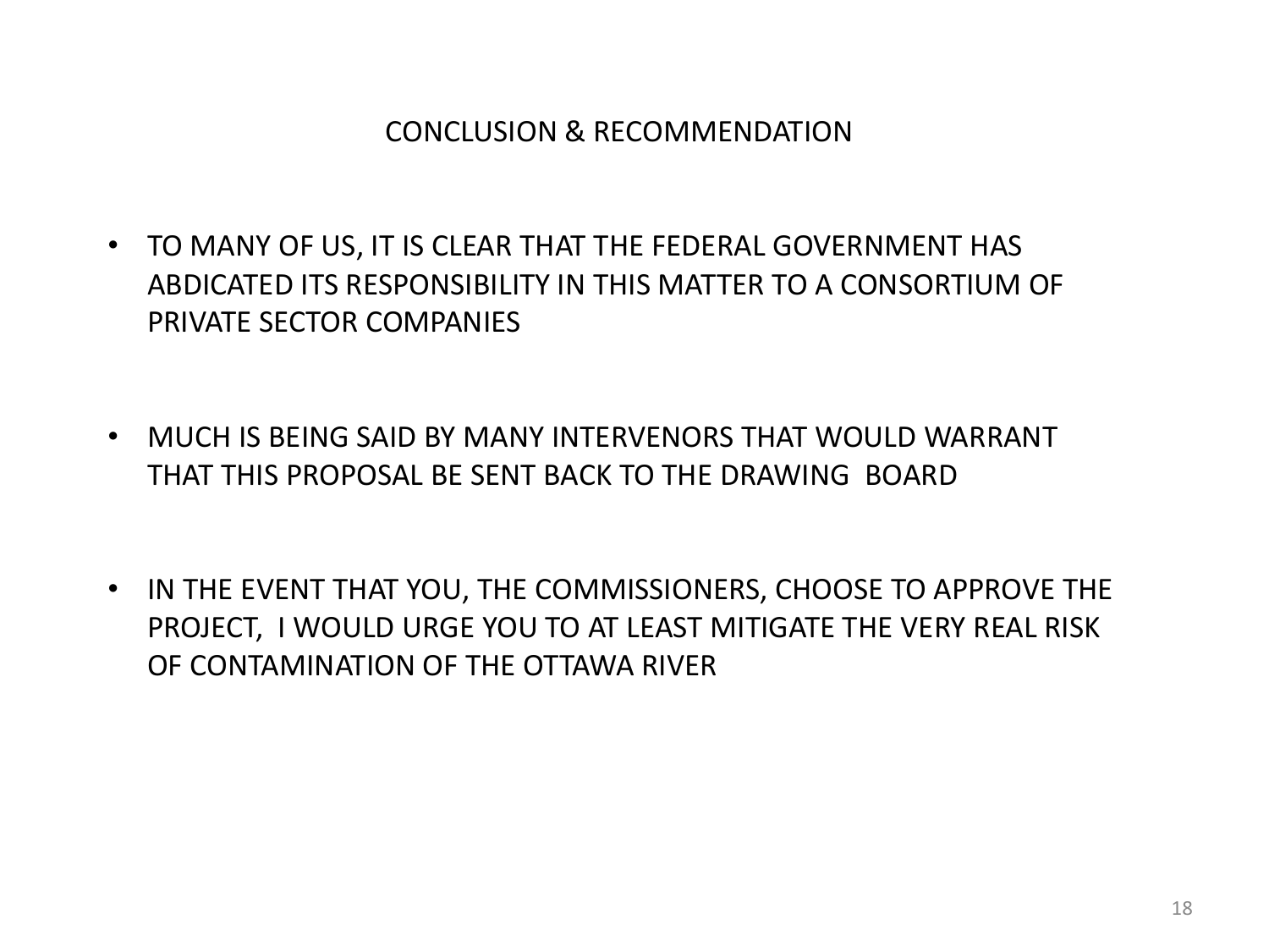## CONCLUSION & RECOMMENDATION

- TO MANY OF US, IT IS CLEAR THAT THE FEDERAL GOVERNMENT HAS ABDICATED ITS RESPONSIBILITY IN THIS MATTER TO A CONSORTIUM OF PRIVATE SECTOR COMPANIES

- MUCH IS BEING SAID BY MANY INTERVENORS THAT WOULD WARRANT THAT THIS PROPOSAL BE SENT BACK TO THE DRAWING BOARD

- IN THE EVENT THAT YOU, THE COMMISSIONERS, CHOOSE TO APPROVE THE PROJECT, I WOULD URGE YOU TO AT LEAST MITIGATE THE VERY REAL RISK OF CONTAMINATION OF THE OTTAWA RIVER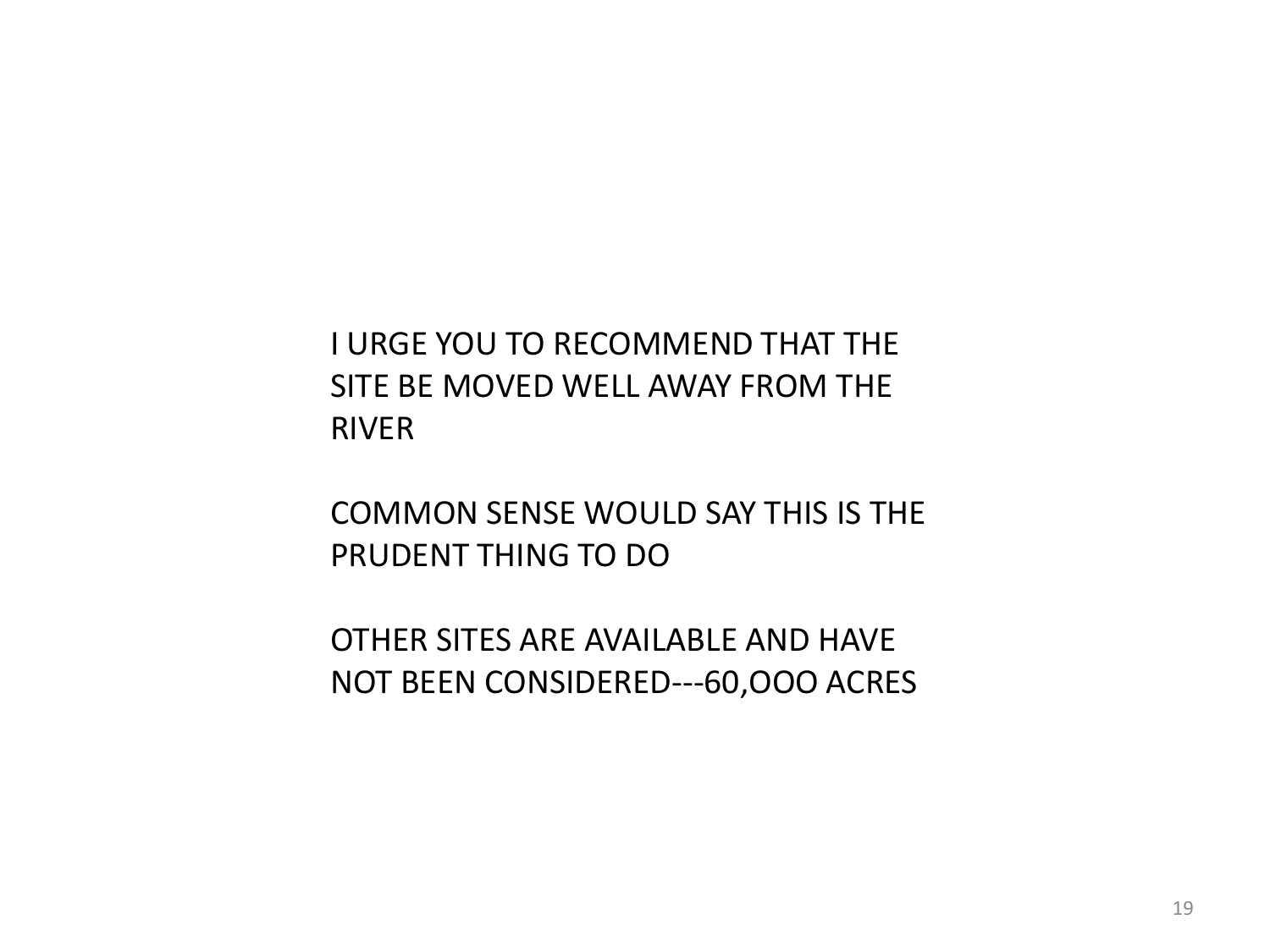I URGE YOU TO RECOMMEND THAT THE SITE BE MOVED WELL AWAY FROM THE RIVER

COMMON SENSE WOULD SAY THIS IS THE PRUDENT THING TO DO

OTHER SITES ARE AVAILABLE AND HAVE NOT BEEN CONSIDERED---60,OOO ACRES